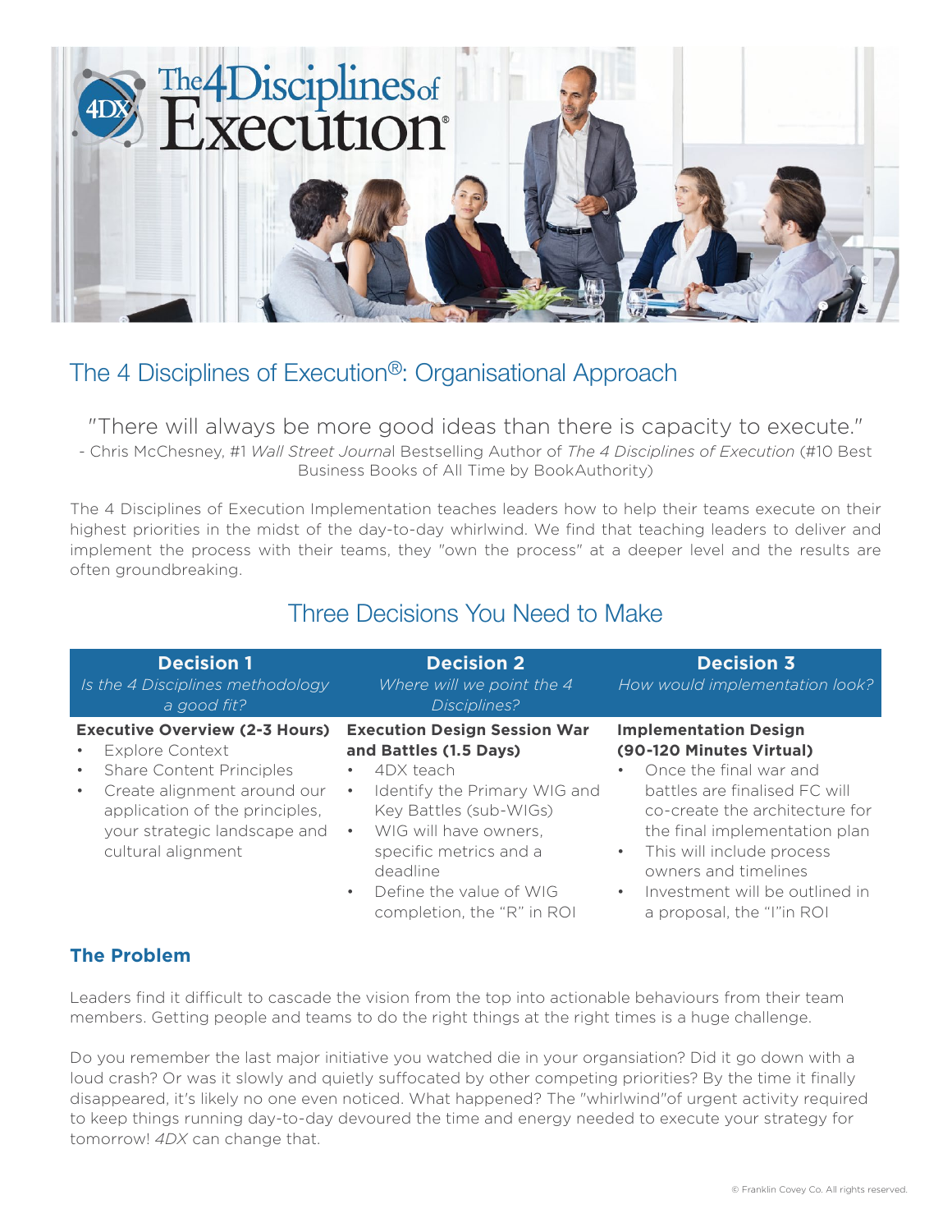# The 4 Disciplines of Execution®: Organisational Approach

"There will always be more good ideas than there is capacity to execute."

- Chris McChesney, #1 *Wall Street Journa*l Bestselling Author of *The 4 Disciplines of Execution* (#10 Best Business Books of All Time by BookAuthority)

The 4 Disciplines of Execution Implementation teaches leaders how to help their teams execute on their highest priorities in the midst of the day-to-day whirlwind. We find that teaching leaders to deliver and implement the process with their teams, they "own the process" at a deeper level and the results are often groundbreaking.

## Three Decisions You Need to Make

| **Decision 1** *Is the 4 Disciplines methodology a good fit?* | **Decision 2** *Where will we point the 4 Disciplines?* | **Decision 3** *How would implementation look?* |
|---|---|---|
| **Executive Overview (2-3 Hours)**<br>• Explore Context<br>• Share Content Principles<br>• Create alignment around our application of the principles, your strategic landscape and cultural alignment | **Execution Design Session War and Battles (1.5 Days)**<br>• 4DX teach<br>• Identify the Primary WIG and Key Battles (sub-WIGs)<br>• WIG will have owners, specific metrics and a deadline<br>• Define the value of WIG completion, the "R" in ROI | **Implementation Design (90-120 Minutes Virtual)**<br>• Once the final war and battles are finalised FC will co-create the architecture for the final implementation plan<br>• This will include process owners and timelines<br>• Investment will be outlined in a proposal, the "I"in ROI |

### The Problem

Leaders find it difficult to cascade the vision from the top into actionable behaviours from their team members. Getting people and teams to do the right things at the right times is a huge challenge.

Do you remember the last major initiative you watched die in your organsiation? Did it go down with a loud crash? Or was it slowly and quietly suffocated by other competing priorities? By the time it finally disappeared, it's likely no one even noticed. What happened? The "whirlwind"of urgent activity required to keep things running day-to-day devoured the time and energy needed to execute your strategy for tomorrow! *4DX* can change that.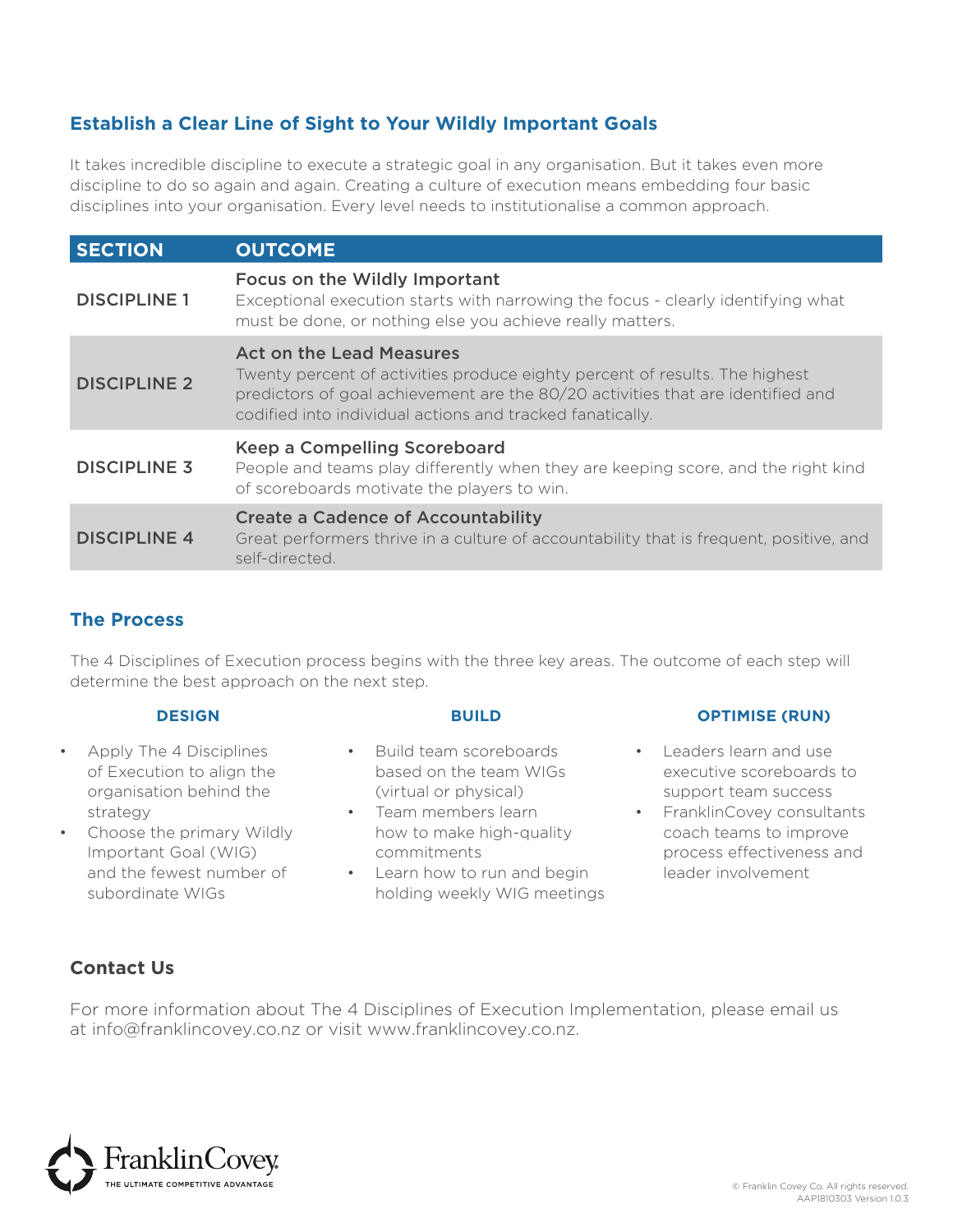## Establish a Clear Line of Sight to Your Wildly Important Goals

It takes incredible discipline to execute a strategic goal in any organisation. But it takes even more discipline to do so again and again. Creating a culture of execution means embedding four basic disciplines into your organisation. Every level needs to institutionalise a common approach.

| SECTION | OUTCOME |
|---|---|
| DISCIPLINE 1 | **Focus on the Wildly Important** Exceptional execution starts with narrowing the focus - clearly identifying what must be done, or nothing else you achieve really matters. |
| DISCIPLINE 2 | **Act on the Lead Measures** Twenty percent of activities produce eighty percent of results. The highest predictors of goal achievement are the 80/20 activities that are identified and codified into individual actions and tracked fanatically. |
| DISCIPLINE 3 | **Keep a Compelling Scoreboard** People and teams play differently when they are keeping score, and the right kind of scoreboards motivate the players to win. |
| DISCIPLINE 4 | **Create a Cadence of Accountability** Great performers thrive in a culture of accountability that is frequent, positive, and self-directed. |

## The Process

The 4 Disciplines of Execution process begins with the three key areas. The outcome of each step will determine the best approach on the next step.

### DESIGN

- Apply The 4 Disciplines of Execution to align the organisation behind the strategy
- Choose the primary Wildly Important Goal (WIG) and the fewest number of subordinate WIGs

### BUILD

- Build team scoreboards based on the team WIGs (virtual or physical)
- Team members learn how to make high-quality commitments
- Learn how to run and begin holding weekly WIG meetings

### OPTIMISE (RUN)

- Leaders learn and use executive scoreboards to support team success
- FranklinCovey consultants coach teams to improve process effectiveness and leader involvement

## Contact Us

For more information about The 4 Disciplines of Execution Implementation, please email us at info@franklincovey.co.nz or visit www.franklincovey.co.nz.

FranklinCovey
THE ULTIMATE COMPETITIVE ADVANTAGE

© Franklin Covey Co. All rights reserved.
AAP1810303 Version 1.0.3